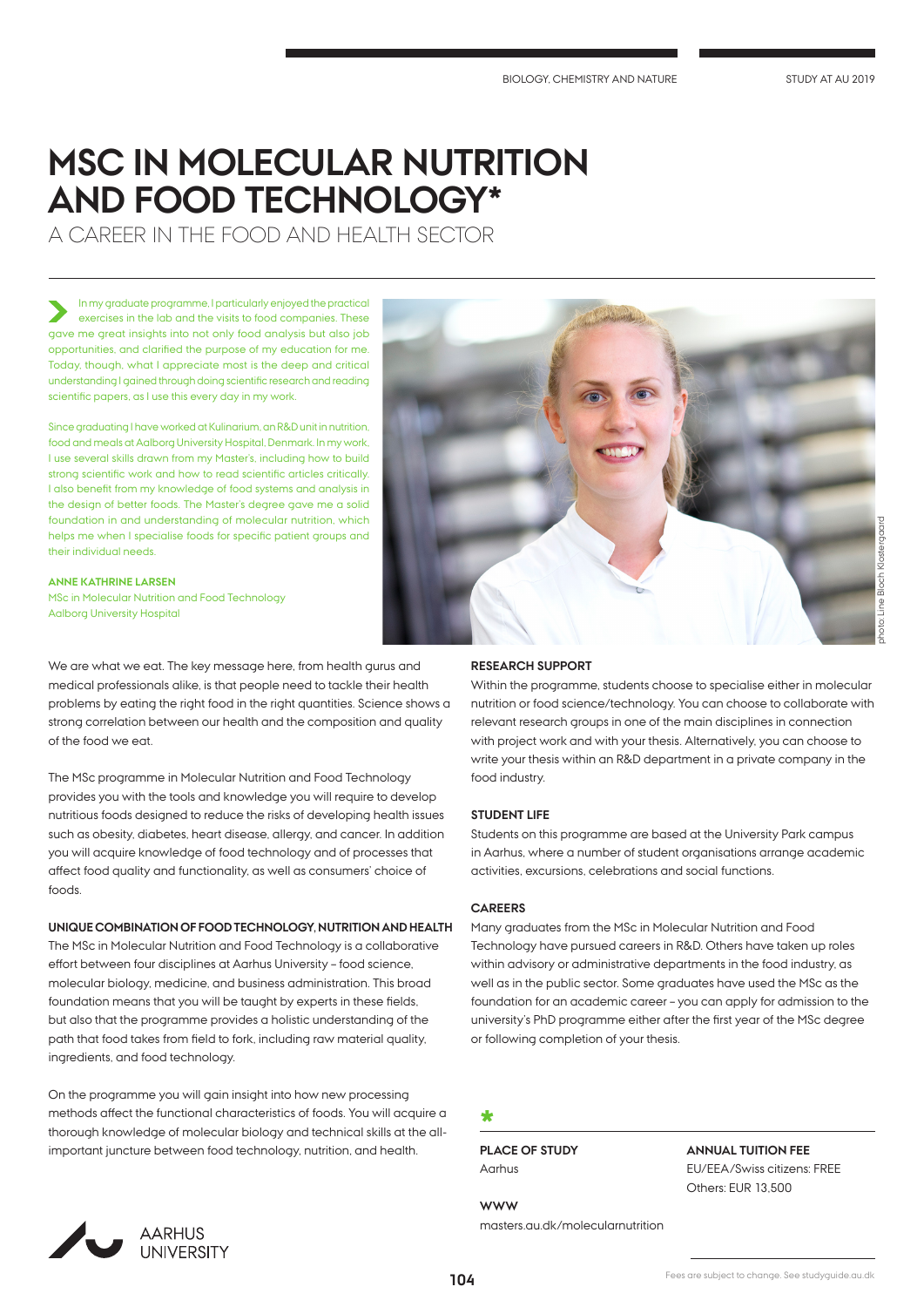# MSC IN MOLECULAR NUTRITION AND FOOD TECHNOLOGY*

A CAREER IN THE FOOD AND HEALTH SECTOR

In my graduate programme, I particularly enjoyed the practical exercises in the lab and the visits to food companies. These gave me great insights into not only food analysis but also job opportunities, and clarified the purpose of my education for me. Today, though, what I appreciate most is the deep and critical understanding I gained through doing scientific research and reading scientific papers, as I use this every day in my work.

Since graduating I have worked at Kulinarium, an R&D unit in nutrition, food and meals at Aalborg University Hospital, Denmark. In my work, I use several skills drawn from my Master's, including how to build strong scientific work and how to read scientific articles critically. I also benefit from my knowledge of food systems and analysis in the design of better foods. The Master's degree gave me a solid foundation in and understanding of molecular nutrition, which helps me when I specialise foods for specific patient groups and their individual needs.

**ANNE KATHRINE LARSEN**
MSc in Molecular Nutrition and Food Technology
Aalborg University Hospital

photo Line Bloch Klostergaard

We are what we eat. The key message here, from health gurus and medical professionals alike, is that people need to tackle their health problems by eating the right food in the right quantities. Science shows a strong correlation between our health and the composition and quality of the food we eat.

The MSc programme in Molecular Nutrition and Food Technology provides you with the tools and knowledge you will require to develop nutritious foods designed to reduce the risks of developing health issues such as obesity, diabetes, heart disease, allergy, and cancer. In addition you will acquire knowledge of food technology and of processes that affect food quality and functionality, as well as consumers' choice of foods.

### UNIQUE COMBINATION OF FOOD TECHNOLOGY, NUTRITION AND HEALTH

The MSc in Molecular Nutrition and Food Technology is a collaborative effort between four disciplines at Aarhus University – food science, molecular biology, medicine, and business administration. This broad foundation means that you will be taught by experts in these fields, but also that the programme provides a holistic understanding of the path that food takes from field to fork, including raw material quality, ingredients, and food technology.

On the programme you will gain insight into how new processing methods affect the functional characteristics of foods. You will acquire a thorough knowledge of molecular biology and technical skills at the all-important juncture between food technology, nutrition, and health.

### RESEARCH SUPPORT

Within the programme, students choose to specialise either in molecular nutrition or food science/technology. You can choose to collaborate with relevant research groups in one of the main disciplines in connection with project work and with your thesis. Alternatively, you can choose to write your thesis within an R&D department in a private company in the food industry.

### STUDENT LIFE

Students on this programme are based at the University Park campus in Aarhus, where a number of student organisations arrange academic activities, excursions, celebrations and social functions.

### CAREERS

Many graduates from the MSc in Molecular Nutrition and Food Technology have pursued careers in R&D. Others have taken up roles within advisory or administrative departments in the food industry, as well as in the public sector. Some graduates have used the MSc as the foundation for an academic career – you can apply for admission to the university's PhD programme either after the first year of the MSc degree or following completion of your thesis.

*

**PLACE OF STUDY**
Aarhus

**WWW**
masters.au.dk/molecularnutrition

**ANNUAL TUITION FEE**
EU/EEA/Swiss citizens: FREE
Others: EUR 13,500

AARHUS UNIVERSITY

Fees are subject to change. See studyguide.au.dk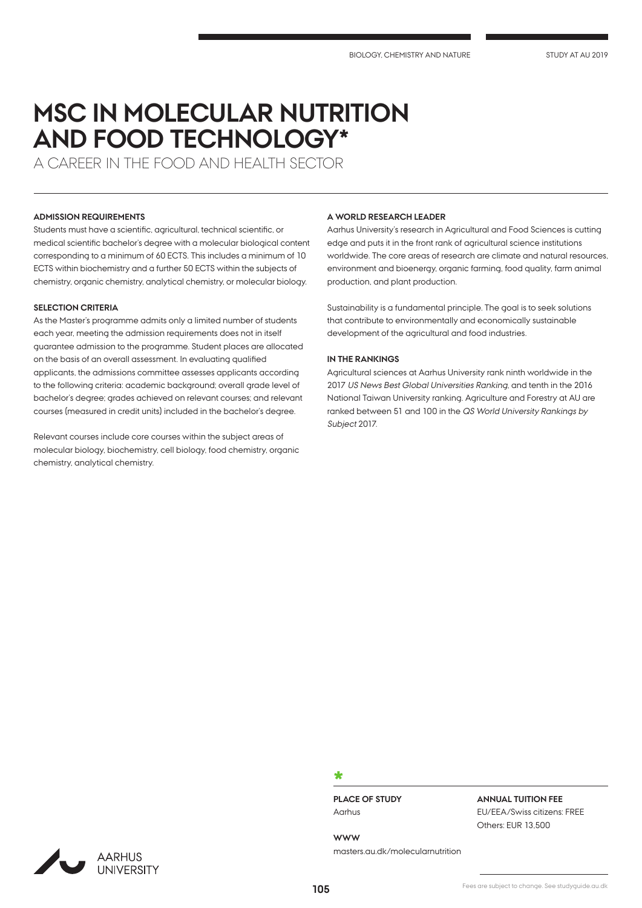# MSC IN MOLECULAR NUTRITION AND FOOD TECHNOLOGY*

A CAREER IN THE FOOD AND HEALTH SECTOR

### ADMISSION REQUIREMENTS

Students must have a scientific, agricultural, technical scientific, or medical scientific bachelor's degree with a molecular biological content corresponding to a minimum of 60 ECTS. This includes a minimum of 10 ECTS within biochemistry and a further 50 ECTS within the subjects of chemistry, organic chemistry, analytical chemistry, or molecular biology.

### SELECTION CRITERIA

As the Master's programme admits only a limited number of students each year, meeting the admission requirements does not in itself guarantee admission to the programme. Student places are allocated on the basis of an overall assessment. In evaluating qualified applicants, the admissions committee assesses applicants according to the following criteria: academic background; overall grade level of bachelor's degree; grades achieved on relevant courses; and relevant courses (measured in credit units) included in the bachelor's degree.

Relevant courses include core courses within the subject areas of molecular biology, biochemistry, cell biology, food chemistry, organic chemistry, analytical chemistry.

### A WORLD RESEARCH LEADER

Aarhus University's research in Agricultural and Food Sciences is cutting edge and puts it in the front rank of agricultural science institutions worldwide. The core areas of research are climate and natural resources, environment and bioenergy, organic farming, food quality, farm animal production, and plant production.

Sustainability is a fundamental principle. The goal is to seek solutions that contribute to environmentally and economically sustainable development of the agricultural and food industries.

### IN THE RANKINGS

Agricultural sciences at Aarhus University rank ninth worldwide in the 2017 *US News Best Global Universities Ranking*, and tenth in the 2016 National Taiwan University ranking. Agriculture and Forestry at AU are ranked between 51 and 100 in the *QS World University Rankings by Subject* 2017.

*

**PLACE OF STUDY**
Aarhus

**WWW**
masters.au.dk/molecularnutrition

**ANNUAL TUITION FEE**
EU/EEA/Swiss citizens: FREE
Others: EUR 13,500

Fees are subject to change. See studyguide.au.dk